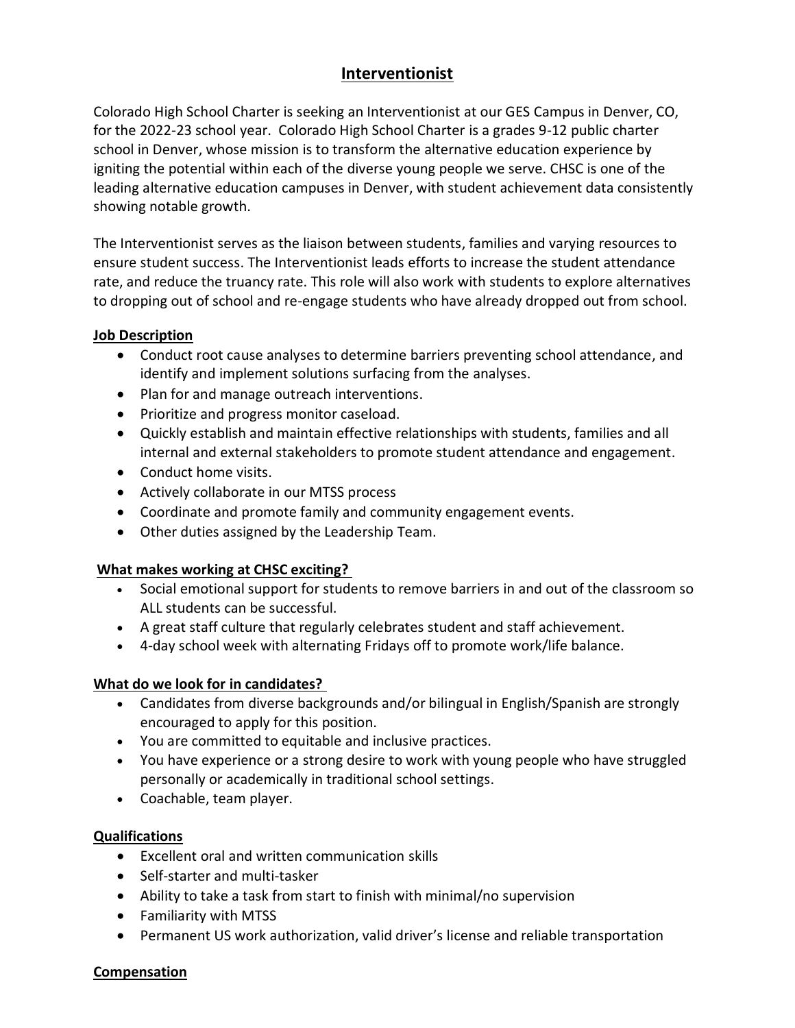# Interventionist

Colorado High School Charter is seeking an Interventionist at our GES Campus in Denver, CO, for the 2022-23 school year. Colorado High School Charter is a grades 9-12 public charter school in Denver, whose mission is to transform the alternative education experience by igniting the potential within each of the diverse young people we serve. CHSC is one of the leading alternative education campuses in Denver, with student achievement data consistently showing notable growth.

The Interventionist serves as the liaison between students, families and varying resources to ensure student success. The Interventionist leads efforts to increase the student attendance rate, and reduce the truancy rate. This role will also work with students to explore alternatives to dropping out of school and re-engage students who have already dropped out from school.

## Job Description

- Conduct root cause analyses to determine barriers preventing school attendance, and identify and implement solutions surfacing from the analyses.
- Plan for and manage outreach interventions.
- Prioritize and progress monitor caseload.
- Quickly establish and maintain effective relationships with students, families and all internal and external stakeholders to promote student attendance and engagement.
- Conduct home visits.
- Actively collaborate in our MTSS process
- Coordinate and promote family and community engagement events.
- Other duties assigned by the Leadership Team.

## What makes working at CHSC exciting?

- Social emotional support for students to remove barriers in and out of the classroom so ALL students can be successful.
- A great staff culture that regularly celebrates student and staff achievement.
- 4-day school week with alternating Fridays off to promote work/life balance.

## What do we look for in candidates?

- Candidates from diverse backgrounds and/or bilingual in English/Spanish are strongly encouraged to apply for this position.
- You are committed to equitable and inclusive practices.
- You have experience or a strong desire to work with young people who have struggled personally or academically in traditional school settings.
- Coachable, team player.

## Qualifications

- Excellent oral and written communication skills
- Self-starter and multi-tasker
- Ability to take a task from start to finish with minimal/no supervision
- Familiarity with MTSS
- Permanent US work authorization, valid driver's license and reliable transportation

## Compensation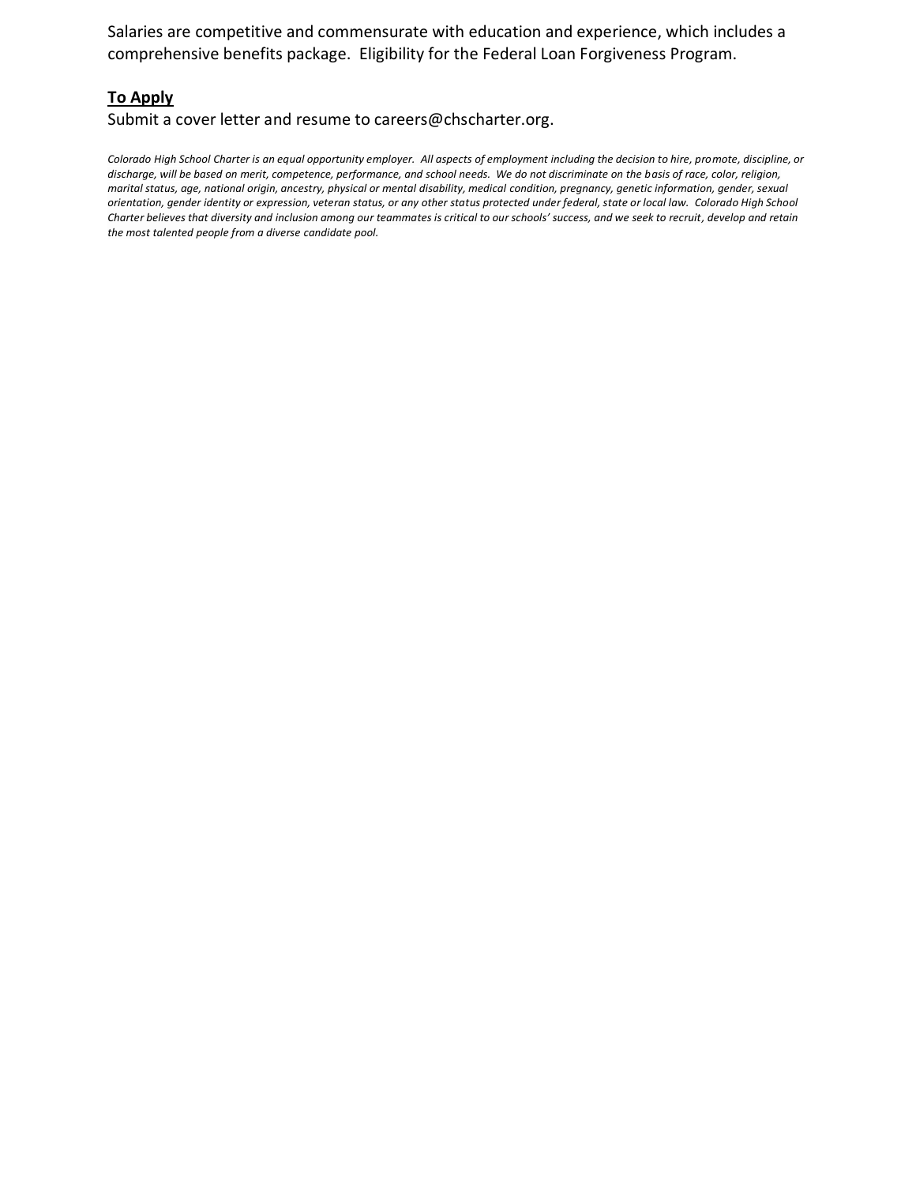Salaries are competitive and commensurate with education and experience, which includes a comprehensive benefits package. Eligibility for the Federal Loan Forgiveness Program.

## **To Apply**

Submit a cover letter and resume to careers@chscharter.org.

*Colorado High School Charter is an equal opportunity employer. All aspects of employment including the decision to hire, promote, discipline, or discharge, will be based on merit, competence, performance, and school needs. We do not discriminate on the basis of race, color, religion, marital status, age, national origin, ancestry, physical or mental disability, medical condition, pregnancy, genetic information, gender, sexual orientation, gender identity or expression, veteran status, or any other status protected under federal, state or local law. Colorado High School Charter believes that diversity and inclusion among our teammates is critical to our schools' success, and we seek to recruit, develop and retain the most talented people from a diverse candidate pool.*